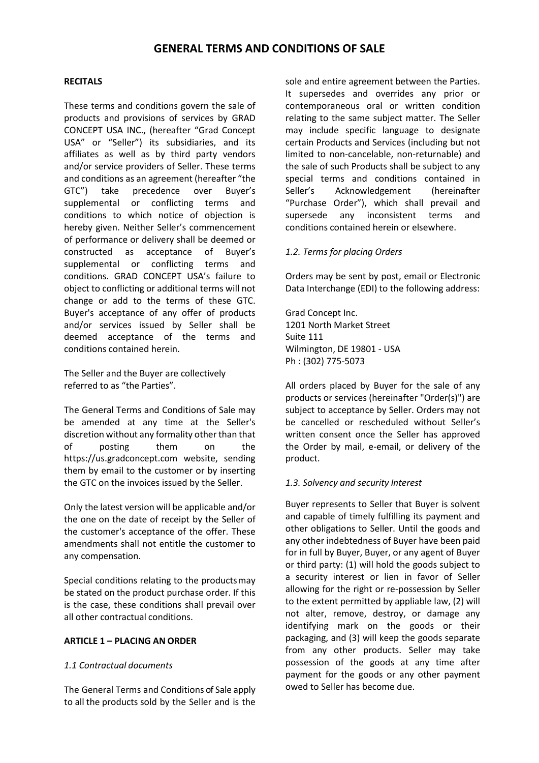# GENERAL TERMS AND CONDITIONS OF SALE

**RECITALS**

These terms and conditions govern the sale of products and provisions of services by GRAD CONCEPT USA INC., (hereafter "Grad Concept USA" or "Seller") its subsidiaries, and its affiliates as well as by third party vendors and/or service providers of Seller. These terms and conditions as an agreement (hereafter "the GTC") take precedence over Buyer's supplemental or conflicting terms and conditions to which notice of objection is hereby given. Neither Seller's commencement of performance or delivery shall be deemed or constructed as acceptance of Buyer's supplemental or conflicting terms and conditions. GRAD CONCEPT USA's failure to object to conflicting or additional terms will not change or add to the terms of these GTC. Buyer's acceptance of any offer of products and/or services issued by Seller shall be deemed acceptance of the terms and conditions contained herein.

The Seller and the Buyer are collectively referred to as "the Parties".

The General Terms and Conditions of Sale may be amended at any time at the Seller's discretion without any formality other than that of posting them on the https://us.gradconcept.com website, sending them by email to the customer or by inserting the GTC on the invoices issued by the Seller.

Only the latest version will be applicable and/or the one on the date of receipt by the Seller of the customer's acceptance of the offer. These amendments shall not entitle the customer to any compensation.

Special conditions relating to the products may be stated on the product purchase order. If this is the case, these conditions shall prevail over all other contractual conditions.

**ARTICLE 1 – PLACING AN ORDER**

*1.1 Contractual documents*

The General Terms and Conditions of Sale apply to all the products sold by the Seller and is the sole and entire agreement between the Parties. It supersedes and overrides any prior or contemporaneous oral or written condition relating to the same subject matter. The Seller may include specific language to designate certain Products and Services (including but not limited to non-cancelable, non-returnable) and the sale of such Products shall be subject to any special terms and conditions contained in Seller's Acknowledgement (hereinafter "Purchase Order"), which shall prevail and supersede any inconsistent terms and conditions contained herein or elsewhere.

*1.2. Terms for placing Orders*

Orders may be sent by post, email or Electronic Data Interchange (EDI) to the following address:

Grad Concept Inc.
1201 North Market Street
Suite 111
Wilmington, DE 19801 - USA
Ph : (302) 775-5073

All orders placed by Buyer for the sale of any products or services (hereinafter "Order(s)") are subject to acceptance by Seller. Orders may not be cancelled or rescheduled without Seller's written consent once the Seller has approved the Order by mail, e-email, or delivery of the product.

*1.3. Solvency and security Interest*

Buyer represents to Seller that Buyer is solvent and capable of timely fulfilling its payment and other obligations to Seller. Until the goods and any other indebtedness of Buyer have been paid for in full by Buyer, Buyer, or any agent of Buyer or third party: (1) will hold the goods subject to a security interest or lien in favor of Seller allowing for the right or re-possession by Seller to the extent permitted by appliable law, (2) will not alter, remove, destroy, or damage any identifying mark on the goods or their packaging, and (3) will keep the goods separate from any other products. Seller may take possession of the goods at any time after payment for the goods or any other payment owed to Seller has become due.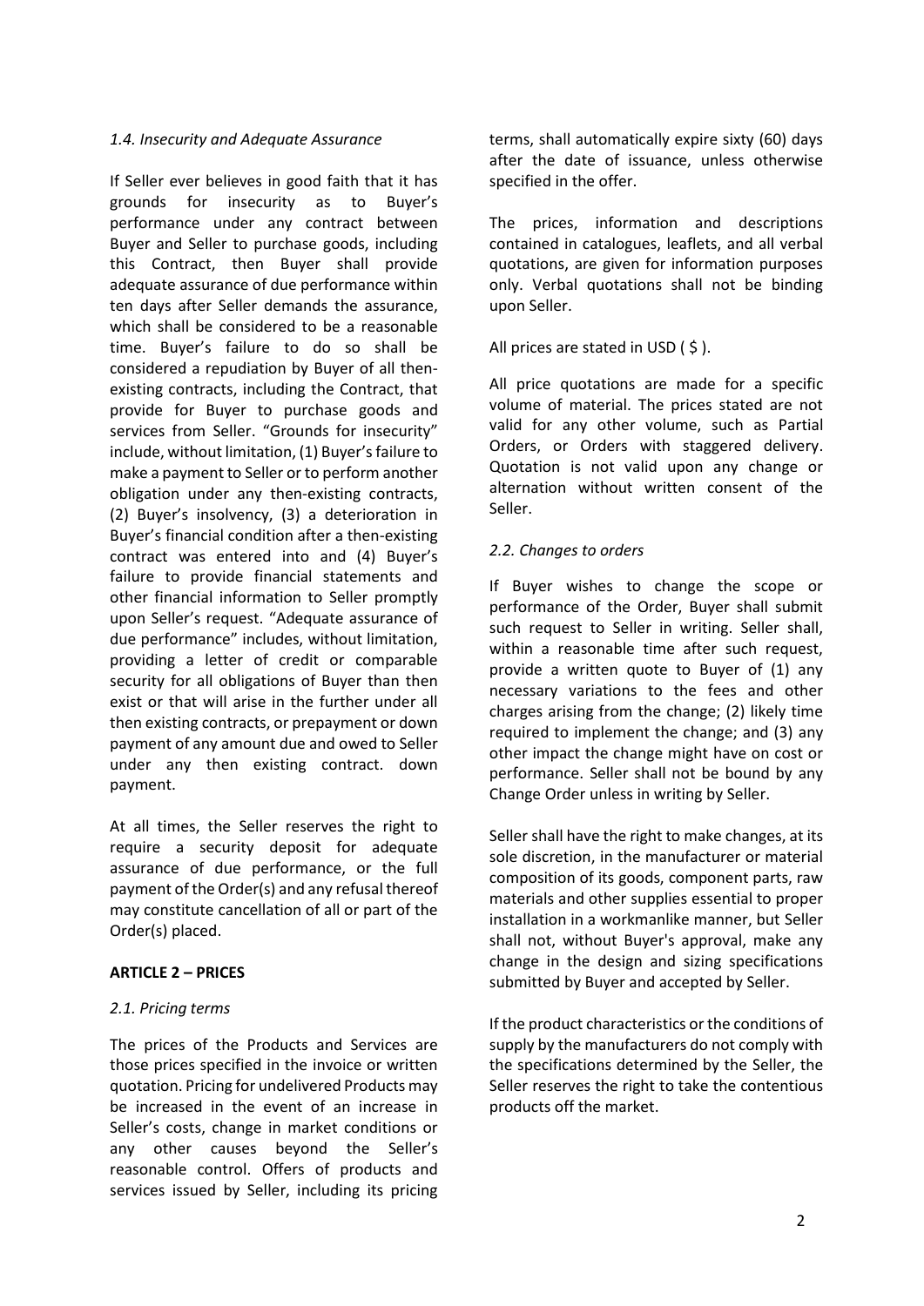*1.4. Insecurity and Adequate Assurance*

If Seller ever believes in good faith that it has grounds for insecurity as to Buyer's performance under any contract between Buyer and Seller to purchase goods, including this Contract, then Buyer shall provide adequate assurance of due performance within ten days after Seller demands the assurance, which shall be considered to be a reasonable time. Buyer's failure to do so shall be considered a repudiation by Buyer of all then-existing contracts, including the Contract, that provide for Buyer to purchase goods and services from Seller. "Grounds for insecurity" include, without limitation, (1) Buyer's failure to make a payment to Seller or to perform another obligation under any then-existing contracts, (2) Buyer's insolvency, (3) a deterioration in Buyer's financial condition after a then-existing contract was entered into and (4) Buyer's failure to provide financial statements and other financial information to Seller promptly upon Seller's request. "Adequate assurance of due performance" includes, without limitation, providing a letter of credit or comparable security for all obligations of Buyer than then exist or that will arise in the further under all then existing contracts, or prepayment or down payment of any amount due and owed to Seller under any then existing contract. down payment.

At all times, the Seller reserves the right to require a security deposit for adequate assurance of due performance, or the full payment of the Order(s) and any refusal thereof may constitute cancellation of all or part of the Order(s) placed.

**ARTICLE 2 – PRICES**

*2.1. Pricing terms*

The prices of the Products and Services are those prices specified in the invoice or written quotation. Pricing for undelivered Products may be increased in the event of an increase in Seller's costs, change in market conditions or any other causes beyond the Seller's reasonable control. Offers of products and services issued by Seller, including its pricing terms, shall automatically expire sixty (60) days after the date of issuance, unless otherwise specified in the offer.

The prices, information and descriptions contained in catalogues, leaflets, and all verbal quotations, are given for information purposes only. Verbal quotations shall not be binding upon Seller.

All prices are stated in USD ( $ ).

All price quotations are made for a specific volume of material. The prices stated are not valid for any other volume, such as Partial Orders, or Orders with staggered delivery. Quotation is not valid upon any change or alternation without written consent of the Seller.

*2.2. Changes to orders*

If Buyer wishes to change the scope or performance of the Order, Buyer shall submit such request to Seller in writing. Seller shall, within a reasonable time after such request, provide a written quote to Buyer of (1) any necessary variations to the fees and other charges arising from the change; (2) likely time required to implement the change; and (3) any other impact the change might have on cost or performance. Seller shall not be bound by any Change Order unless in writing by Seller.

Seller shall have the right to make changes, at its sole discretion, in the manufacturer or material composition of its goods, component parts, raw materials and other supplies essential to proper installation in a workmanlike manner, but Seller shall not, without Buyer's approval, make any change in the design and sizing specifications submitted by Buyer and accepted by Seller.

If the product characteristics or the conditions of supply by the manufacturers do not comply with the specifications determined by the Seller, the Seller reserves the right to take the contentious products off the market.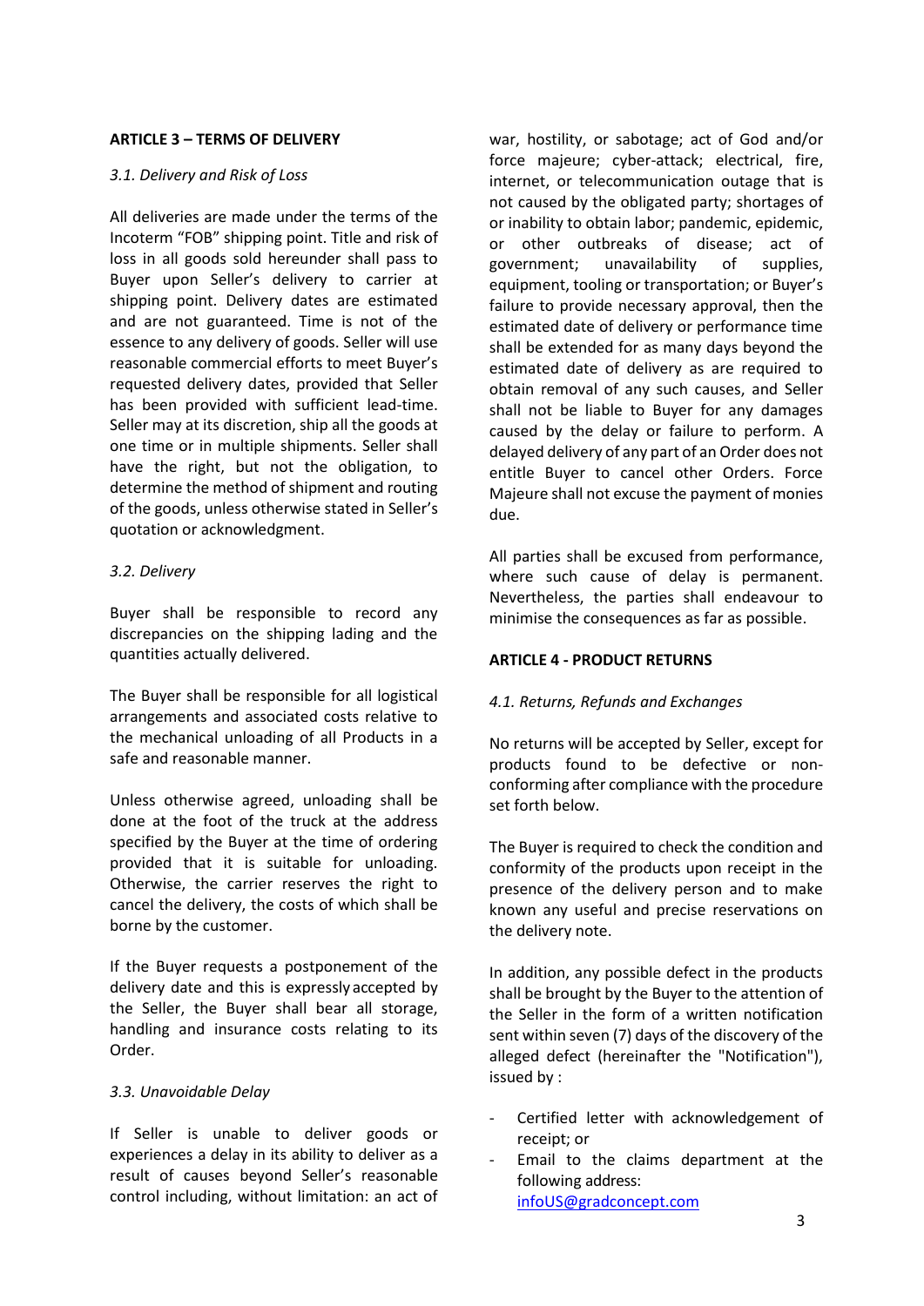## ARTICLE 3 – TERMS OF DELIVERY

*3.1. Delivery and Risk of Loss*

All deliveries are made under the terms of the Incoterm "FOB" shipping point. Title and risk of loss in all goods sold hereunder shall pass to Buyer upon Seller's delivery to carrier at shipping point. Delivery dates are estimated and are not guaranteed. Time is not of the essence to any delivery of goods. Seller will use reasonable commercial efforts to meet Buyer's requested delivery dates, provided that Seller has been provided with sufficient lead-time. Seller may at its discretion, ship all the goods at one time or in multiple shipments. Seller shall have the right, but not the obligation, to determine the method of shipment and routing of the goods, unless otherwise stated in Seller's quotation or acknowledgment.

*3.2. Delivery*

Buyer shall be responsible to record any discrepancies on the shipping lading and the quantities actually delivered.

The Buyer shall be responsible for all logistical arrangements and associated costs relative to the mechanical unloading of all Products in a safe and reasonable manner.

Unless otherwise agreed, unloading shall be done at the foot of the truck at the address specified by the Buyer at the time of ordering provided that it is suitable for unloading. Otherwise, the carrier reserves the right to cancel the delivery, the costs of which shall be borne by the customer.

If the Buyer requests a postponement of the delivery date and this is expressly accepted by the Seller, the Buyer shall bear all storage, handling and insurance costs relating to its Order.

*3.3. Unavoidable Delay*

If Seller is unable to deliver goods or experiences a delay in its ability to deliver as a result of causes beyond Seller's reasonable control including, without limitation: an act of war, hostility, or sabotage; act of God and/or force majeure; cyber-attack; electrical, fire, internet, or telecommunication outage that is not caused by the obligated party; shortages of or inability to obtain labor; pandemic, epidemic, or other outbreaks of disease; act of government; unavailability of supplies, equipment, tooling or transportation; or Buyer's failure to provide necessary approval, then the estimated date of delivery or performance time shall be extended for as many days beyond the estimated date of delivery as are required to obtain removal of any such causes, and Seller shall not be liable to Buyer for any damages caused by the delay or failure to perform. A delayed delivery of any part of an Order does not entitle Buyer to cancel other Orders. Force Majeure shall not excuse the payment of monies due.

All parties shall be excused from performance, where such cause of delay is permanent. Nevertheless, the parties shall endeavour to minimise the consequences as far as possible.

## ARTICLE 4 - PRODUCT RETURNS

*4.1. Returns, Refunds and Exchanges*

No returns will be accepted by Seller, except for products found to be defective or non-conforming after compliance with the procedure set forth below.

The Buyer is required to check the condition and conformity of the products upon receipt in the presence of the delivery person and to make known any useful and precise reservations on the delivery note.

In addition, any possible defect in the products shall be brought by the Buyer to the attention of the Seller in the form of a written notification sent within seven (7) days of the discovery of the alleged defect (hereinafter the "Notification"), issued by :

- Certified letter with acknowledgement of receipt; or
- Email to the claims department at the following address: infoUS@gradconcept.com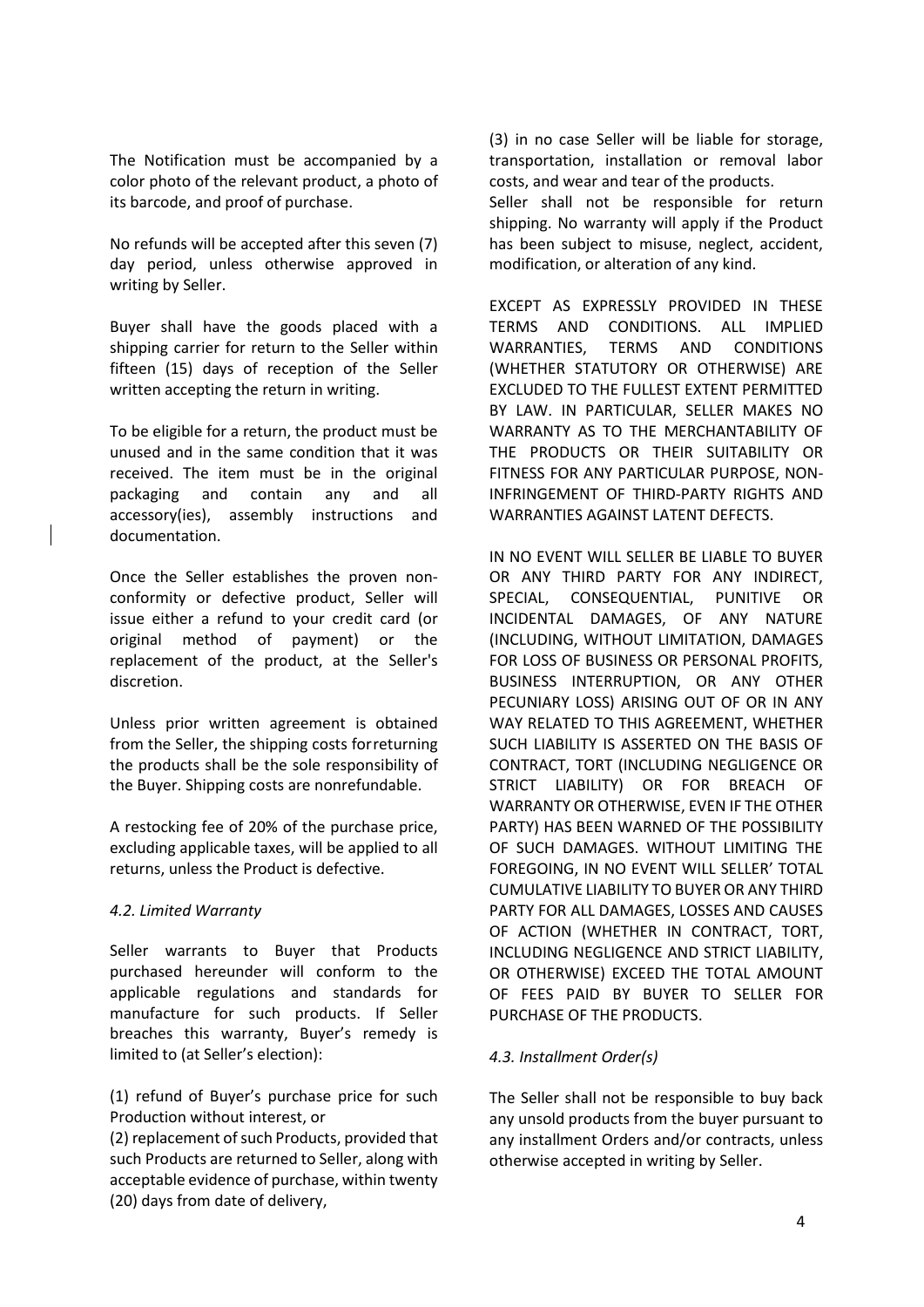The Notification must be accompanied by a color photo of the relevant product, a photo of its barcode, and proof of purchase.

No refunds will be accepted after this seven (7) day period, unless otherwise approved in writing by Seller.

Buyer shall have the goods placed with a shipping carrier for return to the Seller within fifteen (15) days of reception of the Seller written accepting the return in writing.

To be eligible for a return, the product must be unused and in the same condition that it was received. The item must be in the original packaging and contain any and all accessory(ies), assembly instructions and documentation.

Once the Seller establishes the proven non-conformity or defective product, Seller will issue either a refund to your credit card (or original method of payment) or the replacement of the product, at the Seller's discretion.

Unless prior written agreement is obtained from the Seller, the shipping costs forreturning the products shall be the sole responsibility of the Buyer. Shipping costs are nonrefundable.

A restocking fee of 20% of the purchase price, excluding applicable taxes, will be applied to all returns, unless the Product is defective.

*4.2. Limited Warranty*

Seller warrants to Buyer that Products purchased hereunder will conform to the applicable regulations and standards for manufacture for such products. If Seller breaches this warranty, Buyer's remedy is limited to (at Seller's election):

(1) refund of Buyer's purchase price for such Production without interest, or
(2) replacement of such Products, provided that such Products are returned to Seller, along with acceptable evidence of purchase, within twenty (20) days from date of delivery,
(3) in no case Seller will be liable for storage, transportation, installation or removal labor costs, and wear and tear of the products.

Seller shall not be responsible for return shipping. No warranty will apply if the Product has been subject to misuse, neglect, accident, modification, or alteration of any kind.

EXCEPT AS EXPRESSLY PROVIDED IN THESE TERMS AND CONDITIONS. ALL IMPLIED WARRANTIES, TERMS AND CONDITIONS (WHETHER STATUTORY OR OTHERWISE) ARE EXCLUDED TO THE FULLEST EXTENT PERMITTED BY LAW. IN PARTICULAR, SELLER MAKES NO WARRANTY AS TO THE MERCHANTABILITY OF THE PRODUCTS OR THEIR SUITABILITY OR FITNESS FOR ANY PARTICULAR PURPOSE, NON-INFRINGEMENT OF THIRD-PARTY RIGHTS AND WARRANTIES AGAINST LATENT DEFECTS.

IN NO EVENT WILL SELLER BE LIABLE TO BUYER OR ANY THIRD PARTY FOR ANY INDIRECT, SPECIAL, CONSEQUENTIAL, PUNITIVE OR INCIDENTAL DAMAGES, OF ANY NATURE (INCLUDING, WITHOUT LIMITATION, DAMAGES FOR LOSS OF BUSINESS OR PERSONAL PROFITS, BUSINESS INTERRUPTION, OR ANY OTHER PECUNIARY LOSS) ARISING OUT OF OR IN ANY WAY RELATED TO THIS AGREEMENT, WHETHER SUCH LIABILITY IS ASSERTED ON THE BASIS OF CONTRACT, TORT (INCLUDING NEGLIGENCE OR STRICT LIABILITY) OR FOR BREACH OF WARRANTY OR OTHERWISE, EVEN IF THE OTHER PARTY) HAS BEEN WARNED OF THE POSSIBILITY OF SUCH DAMAGES. WITHOUT LIMITING THE FOREGOING, IN NO EVENT WILL SELLER' TOTAL CUMULATIVE LIABILITY TO BUYER OR ANY THIRD PARTY FOR ALL DAMAGES, LOSSES AND CAUSES OF ACTION (WHETHER IN CONTRACT, TORT, INCLUDING NEGLIGENCE AND STRICT LIABILITY, OR OTHERWISE) EXCEED THE TOTAL AMOUNT OF FEES PAID BY BUYER TO SELLER FOR PURCHASE OF THE PRODUCTS.

*4.3. Installment Order(s)*

The Seller shall not be responsible to buy back any unsold products from the buyer pursuant to any installment Orders and/or contracts, unless otherwise accepted in writing by Seller.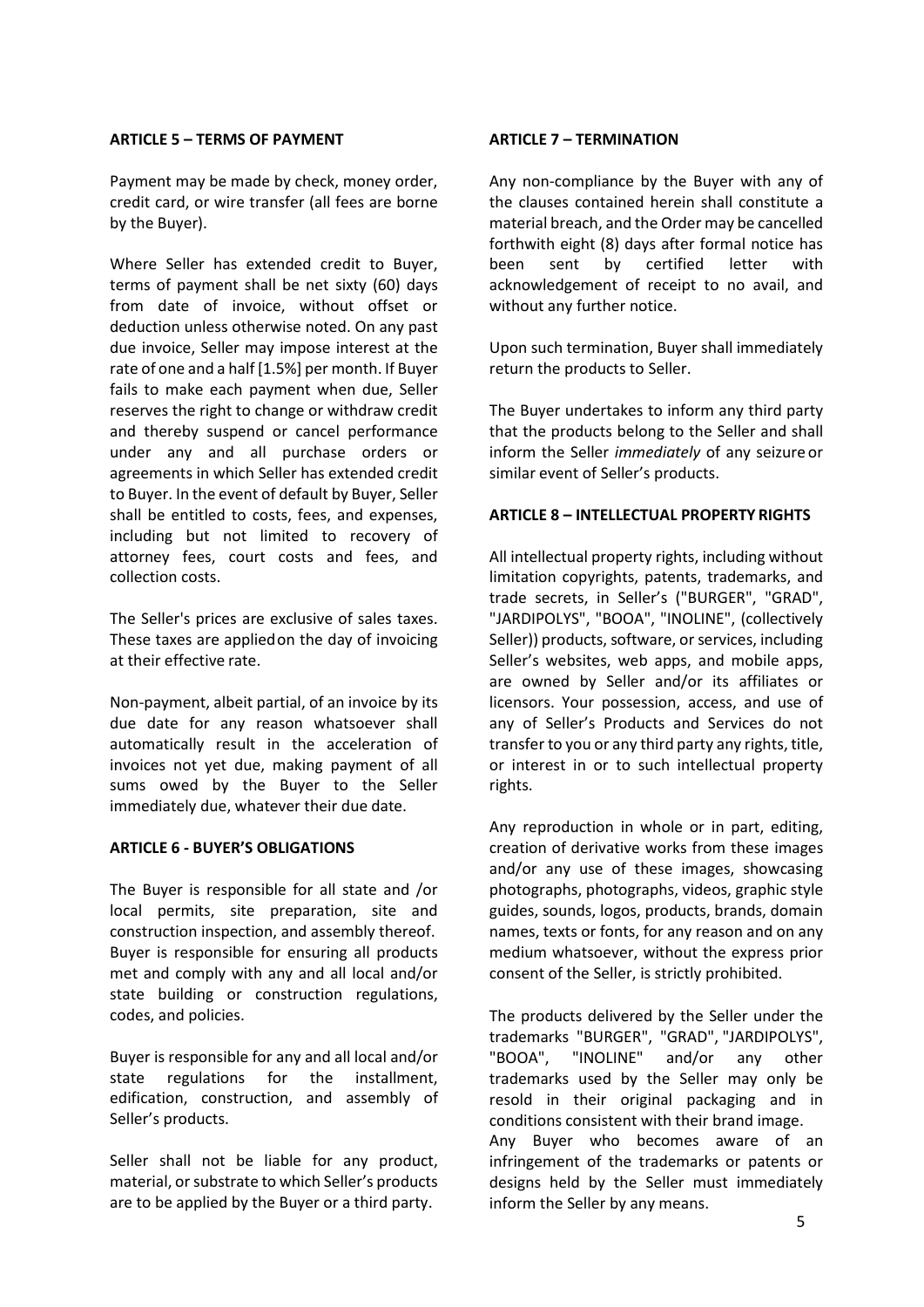**ARTICLE 5 – TERMS OF PAYMENT**

Payment may be made by check, money order, credit card, or wire transfer (all fees are borne by the Buyer).

Where Seller has extended credit to Buyer, terms of payment shall be net sixty (60) days from date of invoice, without offset or deduction unless otherwise noted. On any past due invoice, Seller may impose interest at the rate of one and a half [1.5%] per month. If Buyer fails to make each payment when due, Seller reserves the right to change or withdraw credit and thereby suspend or cancel performance under any and all purchase orders or agreements in which Seller has extended credit to Buyer. In the event of default by Buyer, Seller shall be entitled to costs, fees, and expenses, including but not limited to recovery of attorney fees, court costs and fees, and collection costs.

The Seller's prices are exclusive of sales taxes. These taxes are applied on the day of invoicing at their effective rate.

Non-payment, albeit partial, of an invoice by its due date for any reason whatsoever shall automatically result in the acceleration of invoices not yet due, making payment of all sums owed by the Buyer to the Seller immediately due, whatever their due date.

**ARTICLE 6 - BUYER'S OBLIGATIONS**

The Buyer is responsible for all state and /or local permits, site preparation, site and construction inspection, and assembly thereof. Buyer is responsible for ensuring all products met and comply with any and all local and/or state building or construction regulations, codes, and policies.

Buyer is responsible for any and all local and/or state regulations for the installment, edification, construction, and assembly of Seller's products.

Seller shall not be liable for any product, material, or substrate to which Seller's products are to be applied by the Buyer or a third party.

**ARTICLE 7 – TERMINATION**

Any non-compliance by the Buyer with any of the clauses contained herein shall constitute a material breach, and the Order may be cancelled forthwith eight (8) days after formal notice has been sent by certified letter with acknowledgement of receipt to no avail, and without any further notice.

Upon such termination, Buyer shall immediately return the products to Seller.

The Buyer undertakes to inform any third party that the products belong to the Seller and shall inform the Seller *immediately* of any seizure or similar event of Seller's products.

**ARTICLE 8 – INTELLECTUAL PROPERTY RIGHTS**

All intellectual property rights, including without limitation copyrights, patents, trademarks, and trade secrets, in Seller's ("BURGER", "GRAD", "JARDIPOLYS", "BOOA", "INOLINE", (collectively Seller)) products, software, or services, including Seller's websites, web apps, and mobile apps, are owned by Seller and/or its affiliates or licensors. Your possession, access, and use of any of Seller's Products and Services do not transfer to you or any third party any rights, title, or interest in or to such intellectual property rights.

Any reproduction in whole or in part, editing, creation of derivative works from these images and/or any use of these images, showcasing photographs, photographs, videos, graphic style guides, sounds, logos, products, brands, domain names, texts or fonts, for any reason and on any medium whatsoever, without the express prior consent of the Seller, is strictly prohibited.

The products delivered by the Seller under the trademarks "BURGER", "GRAD", "JARDIPOLYS", "BOOA", "INOLINE" and/or any other trademarks used by the Seller may only be resold in their original packaging and in conditions consistent with their brand image.
Any Buyer who becomes aware of an infringement of the trademarks or patents or designs held by the Seller must immediately inform the Seller by any means.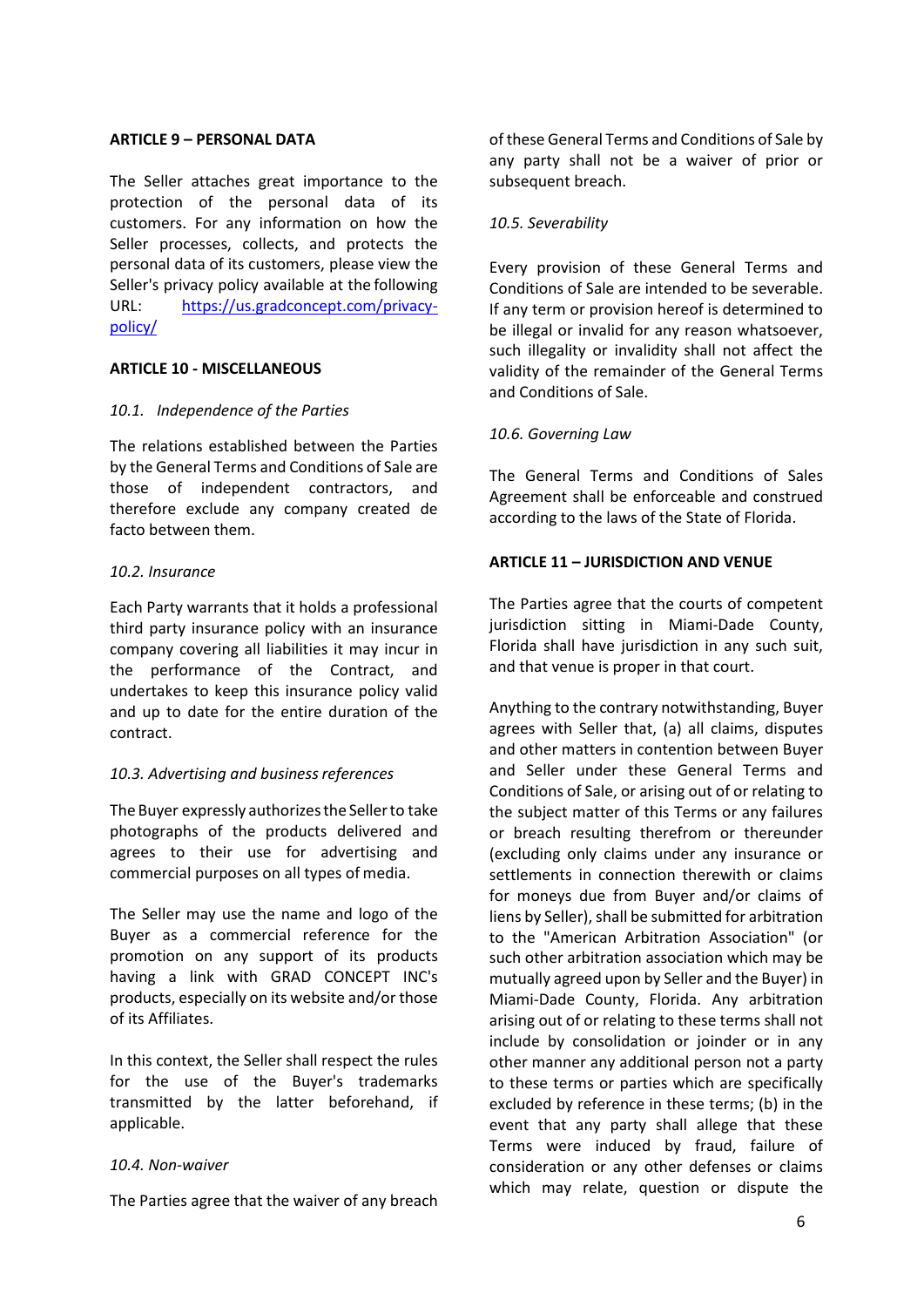**ARTICLE 9 – PERSONAL DATA**

The Seller attaches great importance to the protection of the personal data of its customers. For any information on how the Seller processes, collects, and protects the personal data of its customers, please view the Seller's privacy policy available at the following URL: [https://us.gradconcept.com/privacy-policy/](https://us.gradconcept.com/privacy-policy/)

**ARTICLE 10 - MISCELLANEOUS**

*10.1. Independence of the Parties*

The relations established between the Parties by the General Terms and Conditions of Sale are those of independent contractors, and therefore exclude any company created de facto between them.

*10.2. Insurance*

Each Party warrants that it holds a professional third party insurance policy with an insurance company covering all liabilities it may incur in the performance of the Contract, and undertakes to keep this insurance policy valid and up to date for the entire duration of the contract.

*10.3. Advertising and business references*

The Buyer expressly authorizes the Seller to take photographs of the products delivered and agrees to their use for advertising and commercial purposes on all types of media.

The Seller may use the name and logo of the Buyer as a commercial reference for the promotion on any support of its products having a link with GRAD CONCEPT INC's products, especially on its website and/or those of its Affiliates.

In this context, the Seller shall respect the rules for the use of the Buyer's trademarks transmitted by the latter beforehand, if applicable.

*10.4. Non-waiver*

The Parties agree that the waiver of any breach of these General Terms and Conditions of Sale by any party shall not be a waiver of prior or subsequent breach.

*10.5. Severability*

Every provision of these General Terms and Conditions of Sale are intended to be severable. If any term or provision hereof is determined to be illegal or invalid for any reason whatsoever, such illegality or invalidity shall not affect the validity of the remainder of the General Terms and Conditions of Sale.

*10.6. Governing Law*

The General Terms and Conditions of Sales Agreement shall be enforceable and construed according to the laws of the State of Florida.

**ARTICLE 11 – JURISDICTION AND VENUE**

The Parties agree that the courts of competent jurisdiction sitting in Miami-Dade County, Florida shall have jurisdiction in any such suit, and that venue is proper in that court.

Anything to the contrary notwithstanding, Buyer agrees with Seller that, (a) all claims, disputes and other matters in contention between Buyer and Seller under these General Terms and Conditions of Sale, or arising out of or relating to the subject matter of this Terms or any failures or breach resulting therefrom or thereunder (excluding only claims under any insurance or settlements in connection therewith or claims for moneys due from Buyer and/or claims of liens by Seller), shall be submitted for arbitration to the "American Arbitration Association" (or such other arbitration association which may be mutually agreed upon by Seller and the Buyer) in Miami-Dade County, Florida. Any arbitration arising out of or relating to these terms shall not include by consolidation or joinder or in any other manner any additional person not a party to these terms or parties which are specifically excluded by reference in these terms; (b) in the event that any party shall allege that these Terms were induced by fraud, failure of consideration or any other defenses or claims which may relate, question or dispute the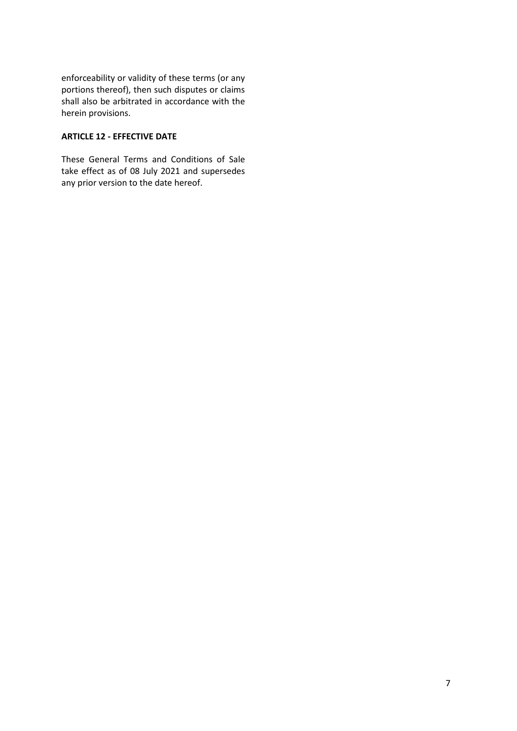enforceability or validity of these terms (or any portions thereof), then such disputes or claims shall also be arbitrated in accordance with the herein provisions.

**ARTICLE 12 - EFFECTIVE DATE**

These General Terms and Conditions of Sale take effect as of 08 July 2021 and supersedes any prior version to the date hereof.